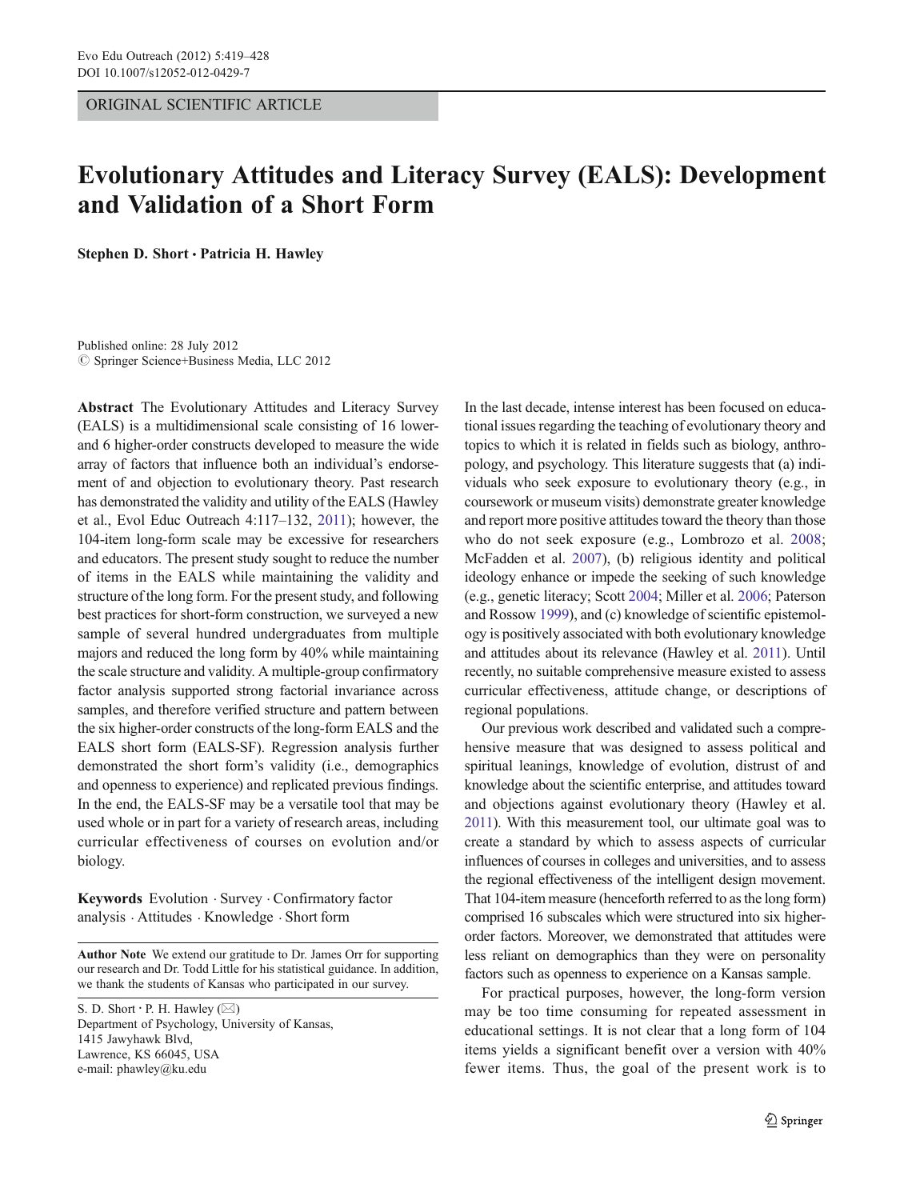ORIGINAL SCIENTIFIC ARTICLE

# Evolutionary Attitudes and Literacy Survey (EALS): Development and Validation of a Short Form

**Stephen D. Short · Patricia H. Hawley**

Published online: 28 July 2012
© Springer Science+Business Media, LLC 2012

**Abstract** The Evolutionary Attitudes and Literacy Survey (EALS) is a multidimensional scale consisting of 16 lower- and 6 higher-order constructs developed to measure the wide array of factors that influence both an individual's endorsement of and objection to evolutionary theory. Past research has demonstrated the validity and utility of the EALS (Hawley et al., Evol Educ Outreach 4:117–132, 2011); however, the 104-item long-form scale may be excessive for researchers and educators. The present study sought to reduce the number of items in the EALS while maintaining the validity and structure of the long form. For the present study, and following best practices for short-form construction, we surveyed a new sample of several hundred undergraduates from multiple majors and reduced the long form by 40% while maintaining the scale structure and validity. A multiple-group confirmatory factor analysis supported strong factorial invariance across samples, and therefore verified structure and pattern between the six higher-order constructs of the long-form EALS and the EALS short form (EALS-SF). Regression analysis further demonstrated the short form's validity (i.e., demographics and openness to experience) and replicated previous findings. In the end, the EALS-SF may be a versatile tool that may be used whole or in part for a variety of research areas, including curricular effectiveness of courses on evolution and/or biology.

**Keywords** Evolution · Survey · Confirmatory factor analysis · Attitudes · Knowledge · Short form

**Author Note** We extend our gratitude to Dr. James Orr for supporting our research and Dr. Todd Little for his statistical guidance. In addition, we thank the students of Kansas who participated in our survey.

S. D. Short · P. H. Hawley (✉)
Department of Psychology, University of Kansas,
1415 Jawyhawk Blvd,
Lawrence, KS 66045, USA
e-mail: phawley@ku.edu

In the last decade, intense interest has been focused on educational issues regarding the teaching of evolutionary theory and topics to which it is related in fields such as biology, anthropology, and psychology. This literature suggests that (a) individuals who seek exposure to evolutionary theory (e.g., in coursework or museum visits) demonstrate greater knowledge and report more positive attitudes toward the theory than those who do not seek exposure (e.g., Lombrozo et al. 2008; McFadden et al. 2007), (b) religious identity and political ideology enhance or impede the seeking of such knowledge (e.g., genetic literacy; Scott 2004; Miller et al. 2006; Paterson and Rossow 1999), and (c) knowledge of scientific epistemology is positively associated with both evolutionary knowledge and attitudes about its relevance (Hawley et al. 2011). Until recently, no suitable comprehensive measure existed to assess curricular effectiveness, attitude change, or descriptions of regional populations.

Our previous work described and validated such a comprehensive measure that was designed to assess political and spiritual leanings, knowledge of evolution, distrust of and knowledge about the scientific enterprise, and attitudes toward and objections against evolutionary theory (Hawley et al. 2011). With this measurement tool, our ultimate goal was to create a standard by which to assess aspects of curricular influences of courses in colleges and universities, and to assess the regional effectiveness of the intelligent design movement. That 104-item measure (henceforth referred to as the long form) comprised 16 subscales which were structured into six higher-order factors. Moreover, we demonstrated that attitudes were less reliant on demographics than they were on personality factors such as openness to experience on a Kansas sample.

For practical purposes, however, the long-form version may be too time consuming for repeated assessment in educational settings. It is not clear that a long form of 104 items yields a significant benefit over a version with 40% fewer items. Thus, the goal of the present work is to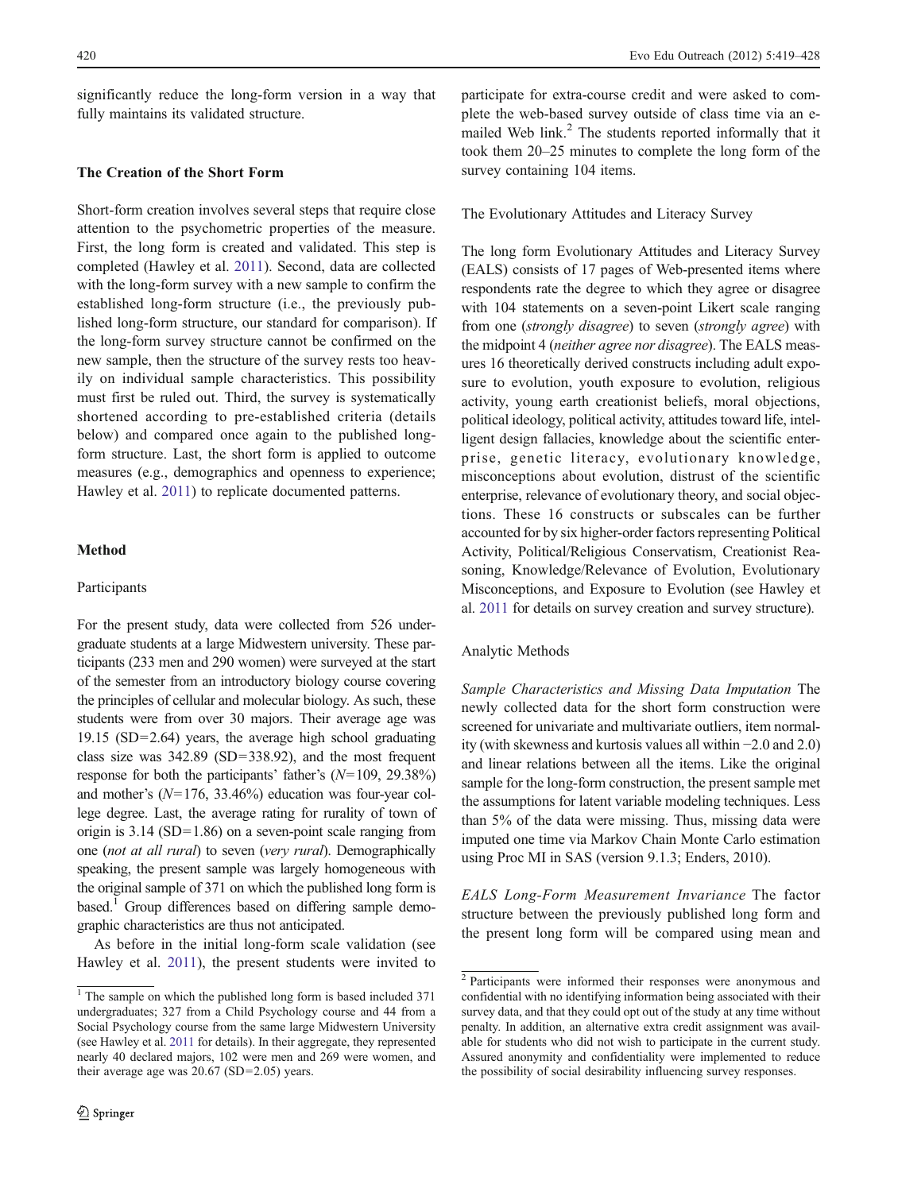significantly reduce the long-form version in a way that fully maintains its validated structure.

## The Creation of the Short Form

Short-form creation involves several steps that require close attention to the psychometric properties of the measure. First, the long form is created and validated. This step is completed (Hawley et al. 2011). Second, data are collected with the long-form survey with a new sample to confirm the established long-form structure (i.e., the previously published long-form structure, our standard for comparison). If the long-form survey structure cannot be confirmed on the new sample, then the structure of the survey rests too heavily on individual sample characteristics. This possibility must first be ruled out. Third, the survey is systematically shortened according to pre-established criteria (details below) and compared once again to the published long-form structure. Last, the short form is applied to outcome measures (e.g., demographics and openness to experience; Hawley et al. 2011) to replicate documented patterns.

## Method

### Participants

For the present study, data were collected from 526 undergraduate students at a large Midwestern university. These participants (233 men and 290 women) were surveyed at the start of the semester from an introductory biology course covering the principles of cellular and molecular biology. As such, these students were from over 30 majors. Their average age was 19.15 (SD=2.64) years, the average high school graduating class size was 342.89 (SD=338.92), and the most frequent response for both the participants' father's (N=109, 29.38%) and mother's (N=176, 33.46%) education was four-year college degree. Last, the average rating for rurality of town of origin is 3.14 (SD=1.86) on a seven-point scale ranging from one (*not at all rural*) to seven (*very rural*). Demographically speaking, the present sample was largely homogeneous with the original sample of 371 on which the published long form is based.[1] Group differences based on differing sample demographic characteristics are thus not anticipated.

As before in the initial long-form scale validation (see Hawley et al. 2011), the present students were invited to participate for extra-course credit and were asked to complete the web-based survey outside of class time via an e-mailed Web link.[2] The students reported informally that it took them 20–25 minutes to complete the long form of the survey containing 104 items.

### The Evolutionary Attitudes and Literacy Survey

The long form Evolutionary Attitudes and Literacy Survey (EALS) consists of 17 pages of Web-presented items where respondents rate the degree to which they agree or disagree with 104 statements on a seven-point Likert scale ranging from one (*strongly disagree*) to seven (*strongly agree*) with the midpoint 4 (*neither agree nor disagree*). The EALS measures 16 theoretically derived constructs including adult exposure to evolution, youth exposure to evolution, religious activity, young earth creationist beliefs, moral objections, political ideology, political activity, attitudes toward life, intelligent design fallacies, knowledge about the scientific enterprise, genetic literacy, evolutionary knowledge, misconceptions about evolution, distrust of the scientific enterprise, relevance of evolutionary theory, and social objections. These 16 constructs or subscales can be further accounted for by six higher-order factors representing Political Activity, Political/Religious Conservatism, Creationist Reasoning, Knowledge/Relevance of Evolution, Evolutionary Misconceptions, and Exposure to Evolution (see Hawley et al. 2011 for details on survey creation and survey structure).

### Analytic Methods

*Sample Characteristics and Missing Data Imputation* The newly collected data for the short form construction were screened for univariate and multivariate outliers, item normality (with skewness and kurtosis values all within −2.0 and 2.0) and linear relations between all the items. Like the original sample for the long-form construction, the present sample met the assumptions for latent variable modeling techniques. Less than 5% of the data were missing. Thus, missing data were imputed one time via Markov Chain Monte Carlo estimation using Proc MI in SAS (version 9.1.3; Enders, 2010).

*EALS Long-Form Measurement Invariance* The factor structure between the previously published long form and the present long form will be compared using mean and

---

[1] The sample on which the published long form is based included 371 undergraduates; 327 from a Child Psychology course and 44 from a Social Psychology course from the same large Midwestern University (see Hawley et al. 2011 for details). In their aggregate, they represented nearly 40 declared majors, 102 were men and 269 were women, and their average age was 20.67 (SD=2.05) years.

[2] Participants were informed their responses were anonymous and confidential with no identifying information being associated with their survey data, and that they could opt out of the study at any time without penalty. In addition, an alternative extra credit assignment was available for students who did not wish to participate in the current study. Assured anonymity and confidentiality were implemented to reduce the possibility of social desirability influencing survey responses.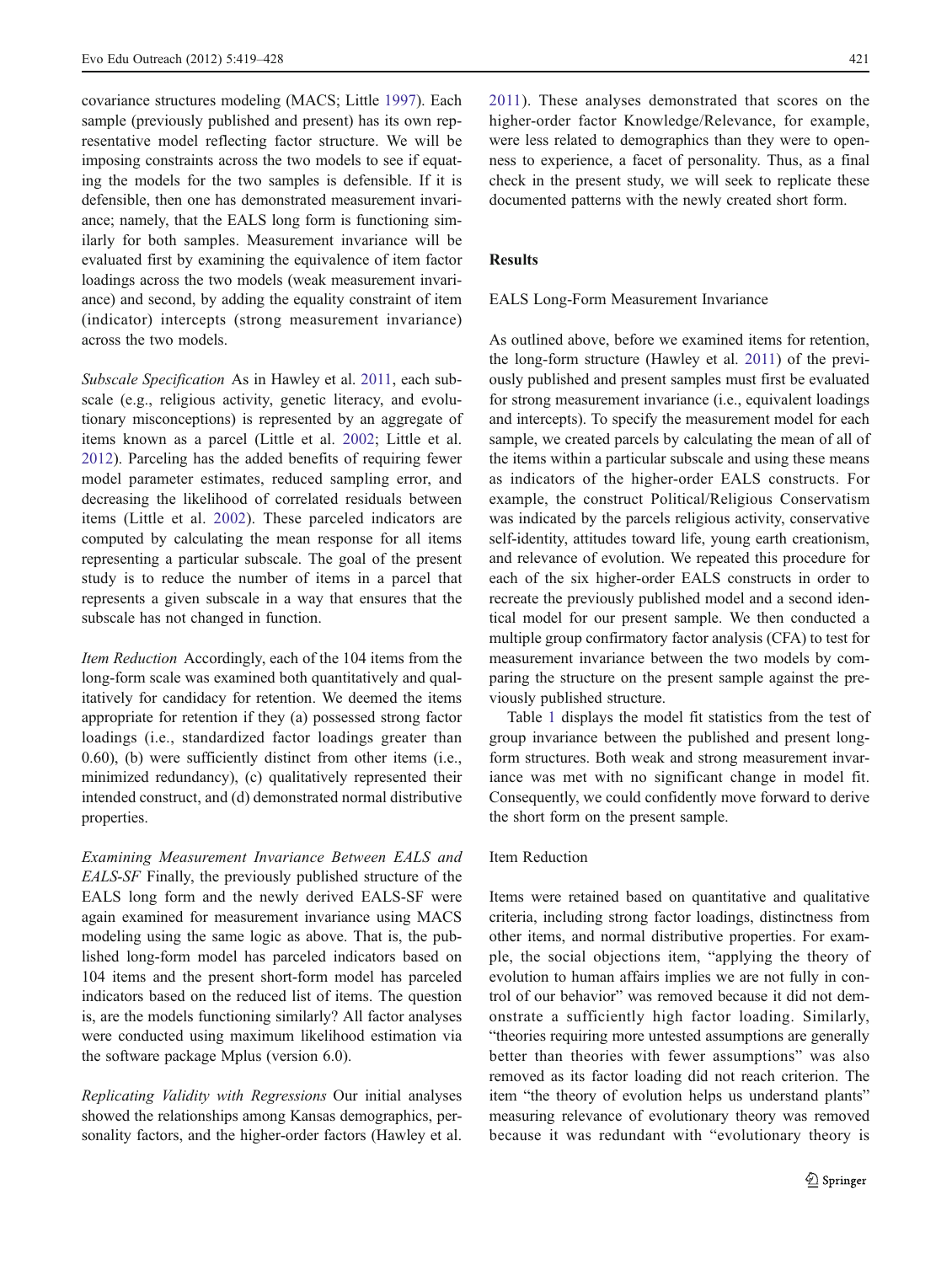covariance structures modeling (MACS; Little 1997). Each sample (previously published and present) has its own representative model reflecting factor structure. We will be imposing constraints across the two models to see if equating the models for the two samples is defensible. If it is defensible, then one has demonstrated measurement invariance; namely, that the EALS long form is functioning similarly for both samples. Measurement invariance will be evaluated first by examining the equivalence of item factor loadings across the two models (weak measurement invariance) and second, by adding the equality constraint of item (indicator) intercepts (strong measurement invariance) across the two models.

*Subscale Specification* As in Hawley et al. 2011, each subscale (e.g., religious activity, genetic literacy, and evolutionary misconceptions) is represented by an aggregate of items known as a parcel (Little et al. 2002; Little et al. 2012). Parceling has the added benefits of requiring fewer model parameter estimates, reduced sampling error, and decreasing the likelihood of correlated residuals between items (Little et al. 2002). These parceled indicators are computed by calculating the mean response for all items representing a particular subscale. The goal of the present study is to reduce the number of items in a parcel that represents a given subscale in a way that ensures that the subscale has not changed in function.

*Item Reduction* Accordingly, each of the 104 items from the long-form scale was examined both quantitatively and qualitatively for candidacy for retention. We deemed the items appropriate for retention if they (a) possessed strong factor loadings (i.e., standardized factor loadings greater than 0.60), (b) were sufficiently distinct from other items (i.e., minimized redundancy), (c) qualitatively represented their intended construct, and (d) demonstrated normal distributive properties.

*Examining Measurement Invariance Between EALS and EALS-SF* Finally, the previously published structure of the EALS long form and the newly derived EALS-SF were again examined for measurement invariance using MACS modeling using the same logic as above. That is, the published long-form model has parceled indicators based on 104 items and the present short-form model has parceled indicators based on the reduced list of items. The question is, are the models functioning similarly? All factor analyses were conducted using maximum likelihood estimation via the software package Mplus (version 6.0).

*Replicating Validity with Regressions* Our initial analyses showed the relationships among Kansas demographics, personality factors, and the higher-order factors (Hawley et al. 2011). These analyses demonstrated that scores on the higher-order factor Knowledge/Relevance, for example, were less related to demographics than they were to openness to experience, a facet of personality. Thus, as a final check in the present study, we will seek to replicate these documented patterns with the newly created short form.

## Results

### EALS Long-Form Measurement Invariance

As outlined above, before we examined items for retention, the long-form structure (Hawley et al. 2011) of the previously published and present samples must first be evaluated for strong measurement invariance (i.e., equivalent loadings and intercepts). To specify the measurement model for each sample, we created parcels by calculating the mean of all of the items within a particular subscale and using these means as indicators of the higher-order EALS constructs. For example, the construct Political/Religious Conservatism was indicated by the parcels religious activity, conservative self-identity, attitudes toward life, young earth creationism, and relevance of evolution. We repeated this procedure for each of the six higher-order EALS constructs in order to recreate the previously published model and a second identical model for our present sample. We then conducted a multiple group confirmatory factor analysis (CFA) to test for measurement invariance between the two models by comparing the structure on the present sample against the previously published structure.

Table 1 displays the model fit statistics from the test of group invariance between the published and present long-form structures. Both weak and strong measurement invariance was met with no significant change in model fit. Consequently, we could confidently move forward to derive the short form on the present sample.

### Item Reduction

Items were retained based on quantitative and qualitative criteria, including strong factor loadings, distinctness from other items, and normal distributive properties. For example, the social objections item, "applying the theory of evolution to human affairs implies we are not fully in control of our behavior" was removed because it did not demonstrate a sufficiently high factor loading. Similarly, "theories requiring more untested assumptions are generally better than theories with fewer assumptions" was also removed as its factor loading did not reach criterion. The item "the theory of evolution helps us understand plants" measuring relevance of evolutionary theory was removed because it was redundant with "evolutionary theory is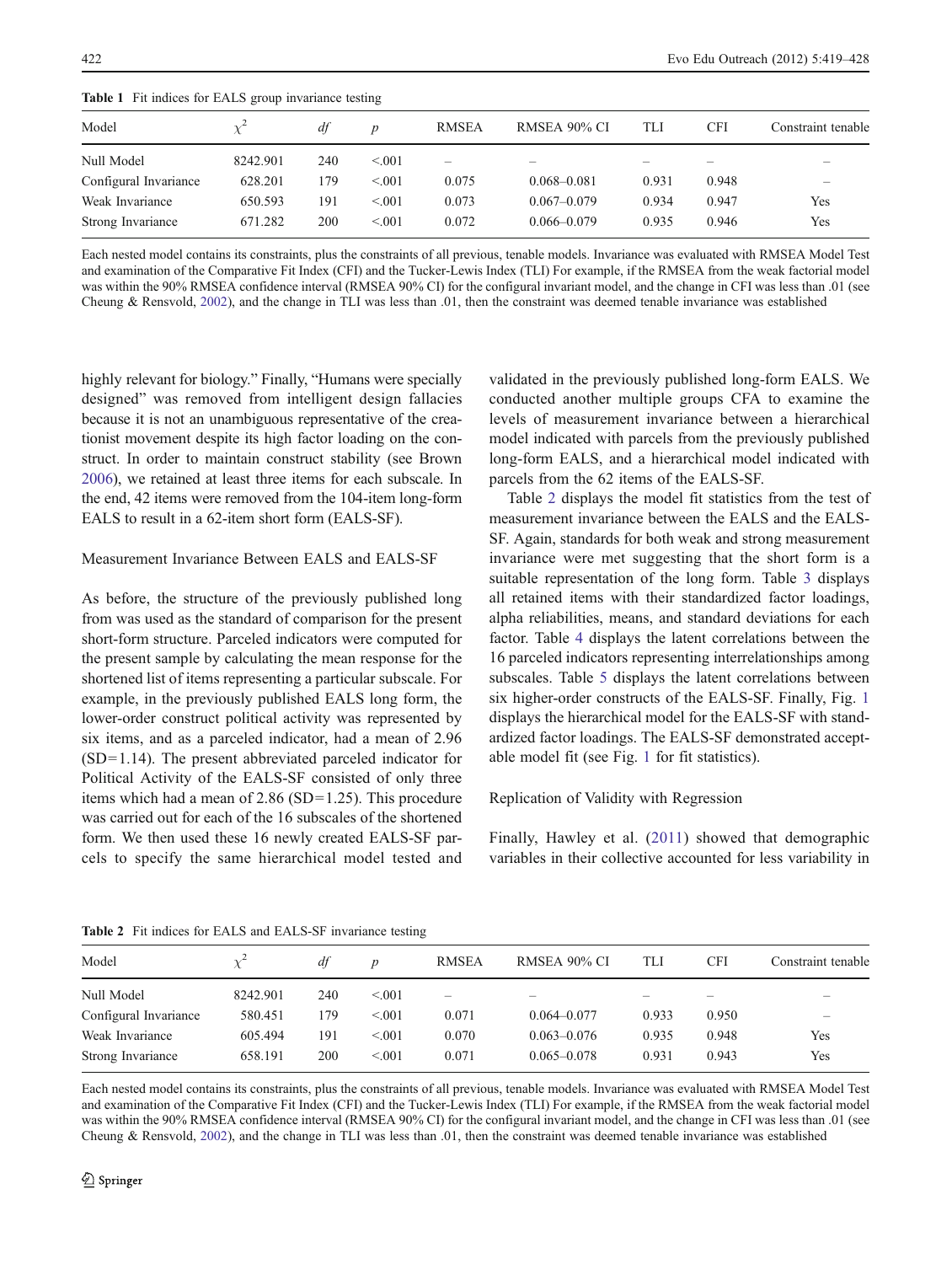**Table 1** Fit indices for EALS group invariance testing

| Model | $\chi^2$ | *df* | *p* | RMSEA | RMSEA 90% CI | TLI | CFI | Constraint tenable |
|---|---|---|---|---|---|---|---|---|
| Null Model | 8242.901 | 240 | <.001 | – | – | – | – | – |
| Configural Invariance | 628.201 | 179 | <.001 | 0.075 | 0.068–0.081 | 0.931 | 0.948 | – |
| Weak Invariance | 650.593 | 191 | <.001 | 0.073 | 0.067–0.079 | 0.934 | 0.947 | Yes |
| Strong Invariance | 671.282 | 200 | <.001 | 0.072 | 0.066–0.079 | 0.935 | 0.946 | Yes |

Each nested model contains its constraints, plus the constraints of all previous, tenable models. Invariance was evaluated with RMSEA Model Test and examination of the Comparative Fit Index (CFI) and the Tucker-Lewis Index (TLI) For example, if the RMSEA from the weak factorial model was within the 90% RMSEA confidence interval (RMSEA 90% CI) for the configural invariant model, and the change in CFI was less than .01 (see Cheung & Rensvold, 2002), and the change in TLI was less than .01, then the constraint was deemed tenable invariance was established

highly relevant for biology." Finally, "Humans were specially designed" was removed from intelligent design fallacies because it is not an unambiguous representative of the creationist movement despite its high factor loading on the construct. In order to maintain construct stability (see Brown 2006), we retained at least three items for each subscale. In the end, 42 items were removed from the 104-item long-form EALS to result in a 62-item short form (EALS-SF).

## Measurement Invariance Between EALS and EALS-SF

As before, the structure of the previously published long from was used as the standard of comparison for the present short-form structure. Parceled indicators were computed for the present sample by calculating the mean response for the shortened list of items representing a particular subscale. For example, in the previously published EALS long form, the lower-order construct political activity was represented by six items, and as a parceled indicator, had a mean of 2.96 (SD=1.14). The present abbreviated parceled indicator for Political Activity of the EALS-SF consisted of only three items which had a mean of 2.86 (SD=1.25). This procedure was carried out for each of the 16 subscales of the shortened form. We then used these 16 newly created EALS-SF parcels to specify the same hierarchical model tested and validated in the previously published long-form EALS. We conducted another multiple groups CFA to examine the levels of measurement invariance between a hierarchical model indicated with parcels from the previously published long-form EALS, and a hierarchical model indicated with parcels from the 62 items of the EALS-SF.

Table 2 displays the model fit statistics from the test of measurement invariance between the EALS and the EALS-SF. Again, standards for both weak and strong measurement invariance were met suggesting that the short form is a suitable representation of the long form. Table 3 displays all retained items with their standardized factor loadings, alpha reliabilities, means, and standard deviations for each factor. Table 4 displays the latent correlations between the 16 parceled indicators representing interrelationships among subscales. Table 5 displays the latent correlations between six higher-order constructs of the EALS-SF. Finally, Fig. 1 displays the hierarchical model for the EALS-SF with standardized factor loadings. The EALS-SF demonstrated acceptable model fit (see Fig. 1 for fit statistics).

## Replication of Validity with Regression

Finally, Hawley et al. (2011) showed that demographic variables in their collective accounted for less variability in

**Table 2** Fit indices for EALS and EALS-SF invariance testing

| Model | $\chi^2$ | *df* | *p* | RMSEA | RMSEA 90% CI | TLI | CFI | Constraint tenable |
|---|---|---|---|---|---|---|---|---|
| Null Model | 8242.901 | 240 | <.001 | – | – | – | – | – |
| Configural Invariance | 580.451 | 179 | <.001 | 0.071 | 0.064–0.077 | 0.933 | 0.950 | – |
| Weak Invariance | 605.494 | 191 | <.001 | 0.070 | 0.063–0.076 | 0.935 | 0.948 | Yes |
| Strong Invariance | 658.191 | 200 | <.001 | 0.071 | 0.065–0.078 | 0.931 | 0.943 | Yes |

Each nested model contains its constraints, plus the constraints of all previous, tenable models. Invariance was evaluated with RMSEA Model Test and examination of the Comparative Fit Index (CFI) and the Tucker-Lewis Index (TLI) For example, if the RMSEA from the weak factorial model was within the 90% RMSEA confidence interval (RMSEA 90% CI) for the configural invariant model, and the change in CFI was less than .01 (see Cheung & Rensvold, 2002), and the change in TLI was less than .01, then the constraint was deemed tenable invariance was established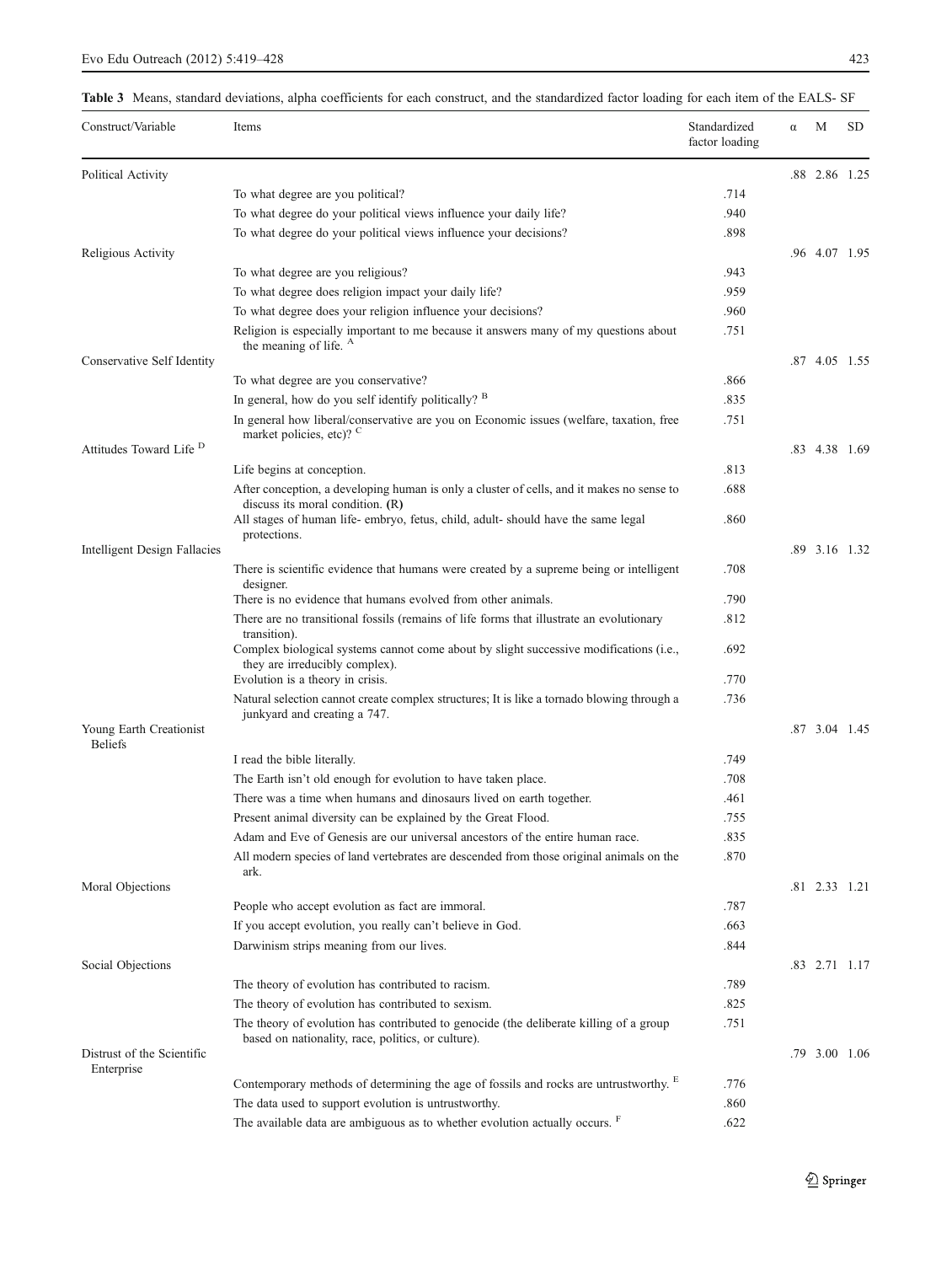**Table 3** Means, standard deviations, alpha coefficients for each construct, and the standardized factor loading for each item of the EALS- SF

| Construct/Variable | Items | Standardized factor loading | α | M | SD |
|---|---|---|---|---|---|
| Political Activity | | | .88 | 2.86 | 1.25 |
| | To what degree are you political? | .714 | | | |
| | To what degree do your political views influence your daily life? | .940 | | | |
| | To what degree do your political views influence your decisions? | .898 | | | |
| Religious Activity | | | .96 | 4.07 | 1.95 |
| | To what degree are you religious? | .943 | | | |
| | To what degree does religion impact your daily life? | .959 | | | |
| | To what degree does your religion influence your decisions? | .960 | | | |
| | Religion is especially important to me because it answers many of my questions about the meaning of life. [A] | .751 | | | |
| Conservative Self Identity | | | .87 | 4.05 | 1.55 |
| | To what degree are you conservative? | .866 | | | |
| | In general, how do you self identify politically? [B] | .835 | | | |
| | In general how liberal/conservative are you on Economic issues (welfare, taxation, free market policies, etc)? [C] | .751 | | | |
| Attitudes Toward Life [D] | | | .83 | 4.38 | 1.69 |
| | Life begins at conception. | .813 | | | |
| | After conception, a developing human is only a cluster of cells, and it makes no sense to discuss its moral condition. **(R)** | .688 | | | |
| | All stages of human life- embryo, fetus, child, adult- should have the same legal protections. | .860 | | | |
| Intelligent Design Fallacies | | | .89 | 3.16 | 1.32 |
| | There is scientific evidence that humans were created by a supreme being or intelligent designer. | .708 | | | |
| | There is no evidence that humans evolved from other animals. | .790 | | | |
| | There are no transitional fossils (remains of life forms that illustrate an evolutionary transition). | .812 | | | |
| | Complex biological systems cannot come about by slight successive modifications (i.e., they are irreducibly complex). | .692 | | | |
| | Evolution is a theory in crisis. | .770 | | | |
| | Natural selection cannot create complex structures; It is like a tornado blowing through a junkyard and creating a 747. | .736 | | | |
| Young Earth Creationist Beliefs | | | .87 | 3.04 | 1.45 |
| | I read the bible literally. | .749 | | | |
| | The Earth isn't old enough for evolution to have taken place. | .708 | | | |
| | There was a time when humans and dinosaurs lived on earth together. | .461 | | | |
| | Present animal diversity can be explained by the Great Flood. | .755 | | | |
| | Adam and Eve of Genesis are our universal ancestors of the entire human race. | .835 | | | |
| | All modern species of land vertebrates are descended from those original animals on the ark. | .870 | | | |
| Moral Objections | | | .81 | 2.33 | 1.21 |
| | People who accept evolution as fact are immoral. | .787 | | | |
| | If you accept evolution, you really can't believe in God. | .663 | | | |
| | Darwinism strips meaning from our lives. | .844 | | | |
| Social Objections | | | .83 | 2.71 | 1.17 |
| | The theory of evolution has contributed to racism. | .789 | | | |
| | The theory of evolution has contributed to sexism. | .825 | | | |
| | The theory of evolution has contributed to genocide (the deliberate killing of a group based on nationality, race, politics, or culture). | .751 | | | |
| Distrust of the Scientific Enterprise | | | .79 | 3.00 | 1.06 |
| | Contemporary methods of determining the age of fossils and rocks are untrustworthy. [E] | .776 | | | |
| | The data used to support evolution is untrustworthy. | .860 | | | |
| | The available data are ambiguous as to whether evolution actually occurs. [F] | .622 | | | |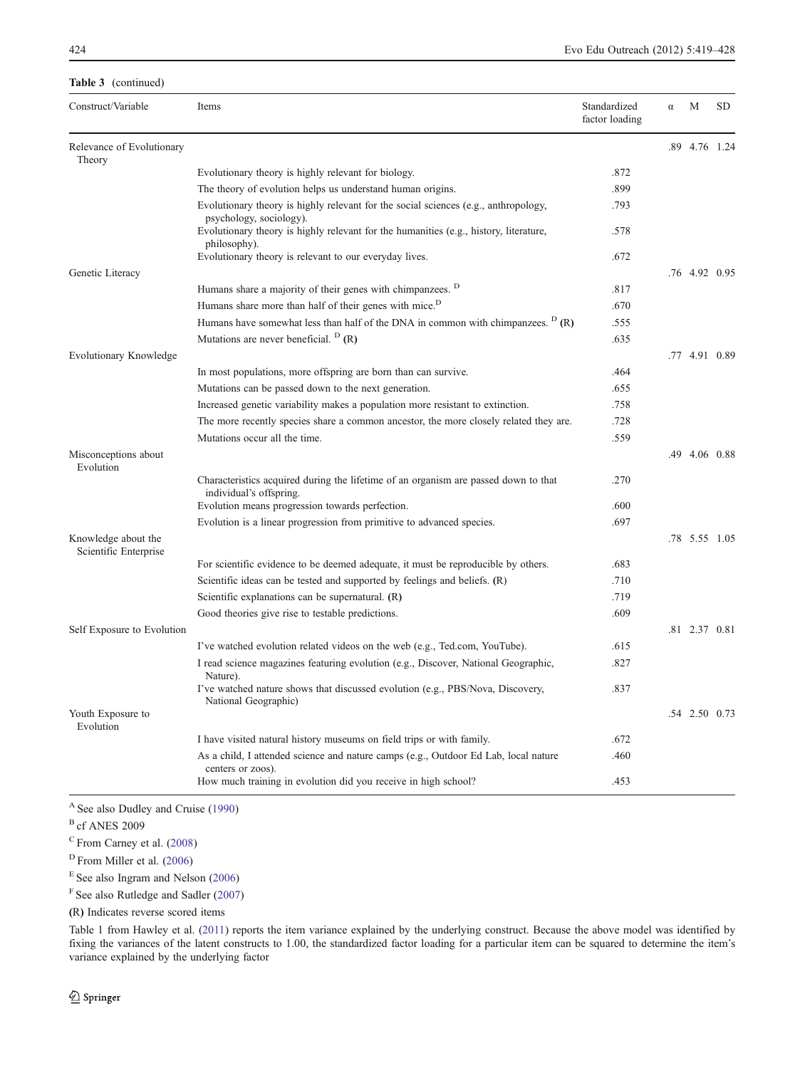**Table 3** (continued)

| Construct/Variable | Items | Standardized factor loading | α | M | SD |
|---|---|---|---|---|---|
| Relevance of Evolutionary Theory | | | .89 | 4.76 | 1.24 |
| | Evolutionary theory is highly relevant for biology. | .872 | | | |
| | The theory of evolution helps us understand human origins. | .899 | | | |
| | Evolutionary theory is highly relevant for the social sciences (e.g., anthropology, psychology, sociology). | .793 | | | |
| | Evolutionary theory is highly relevant for the humanities (e.g., history, literature, philosophy). | .578 | | | |
| | Evolutionary theory is relevant to our everyday lives. | .672 | | | |
| Genetic Literacy | | | .76 | 4.92 | 0.95 |
| | Humans share a majority of their genes with chimpanzees. [D] | .817 | | | |
| | Humans share more than half of their genes with mice.[D] | .670 | | | |
| | Humans have somewhat less than half of the DNA in common with chimpanzees. [D] **(R)** | .555 | | | |
| | Mutations are never beneficial. [D] **(R)** | .635 | | | |
| Evolutionary Knowledge | | | .77 | 4.91 | 0.89 |
| | In most populations, more offspring are born than can survive. | .464 | | | |
| | Mutations can be passed down to the next generation. | .655 | | | |
| | Increased genetic variability makes a population more resistant to extinction. | .758 | | | |
| | The more recently species share a common ancestor, the more closely related they are. | .728 | | | |
| | Mutations occur all the time. | .559 | | | |
| Misconceptions about Evolution | | | .49 | 4.06 | 0.88 |
| | Characteristics acquired during the lifetime of an organism are passed down to that individual's offspring. | .270 | | | |
| | Evolution means progression towards perfection. | .600 | | | |
| | Evolution is a linear progression from primitive to advanced species. | .697 | | | |
| Knowledge about the Scientific Enterprise | | | .78 | 5.55 | 1.05 |
| | For scientific evidence to be deemed adequate, it must be reproducible by others. | .683 | | | |
| | Scientific ideas can be tested and supported by feelings and beliefs. **(**R) | .710 | | | |
| | Scientific explanations can be supernatural. **(R)** | .719 | | | |
| | Good theories give rise to testable predictions. | .609 | | | |
| Self Exposure to Evolution | | | .81 | 2.37 | 0.81 |
| | I've watched evolution related videos on the web (e.g., Ted.com, YouTube). | .615 | | | |
| | I read science magazines featuring evolution (e.g., Discover, National Geographic, Nature). | .827 | | | |
| | I've watched nature shows that discussed evolution (e.g., PBS/Nova, Discovery, National Geographic) | .837 | | | |
| Youth Exposure to Evolution | | | .54 | 2.50 | 0.73 |
| | I have visited natural history museums on field trips or with family. | .672 | | | |
| | As a child, I attended science and nature camps (e.g., Outdoor Ed Lab, local nature centers or zoos). | .460 | | | |
| | How much training in evolution did you receive in high school? | .453 | | | |

[A] See also Dudley and Cruise (1990)

[B] cf ANES 2009

[C] From Carney et al. (2008)

[D] From Miller et al. (2006)

[E] See also Ingram and Nelson (2006)

[F] See also Rutledge and Sadler (2007)

**(**R) Indicates reverse scored items

Table 1 from Hawley et al. (2011) reports the item variance explained by the underlying construct. Because the above model was identified by fixing the variances of the latent constructs to 1.00, the standardized factor loading for a particular item can be squared to determine the item's variance explained by the underlying factor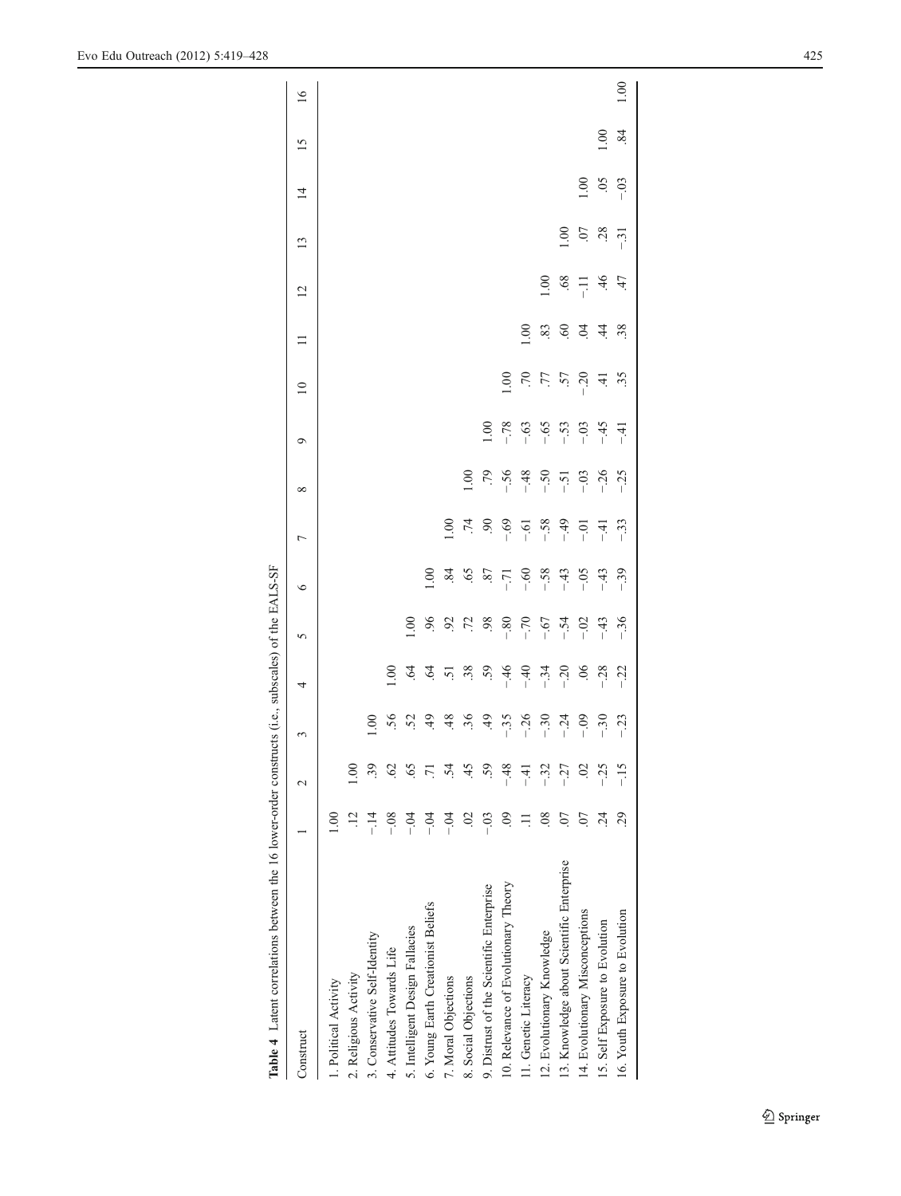**Table 4** Latent correlations between the 16 lower-order constructs (i.e., subscales) of the EALS-SF

| Construct | 1 | 2 | 3 | 4 | 5 | 6 | 7 | 8 | 9 | 10 | 11 | 12 | 13 | 14 | 15 | 16 |
|---|---|---|---|---|---|---|---|---|---|---|---|---|---|---|---|---|
| 1. Political Activity | 1.00 | | | | | | | | | | | | | | | |
| 2. Religious Activity | .12 | 1.00 | | | | | | | | | | | | | | |
| 3. Conservative Self-Identity | −.14 | .39 | 1.00 | | | | | | | | | | | | | |
| 4. Attitudes Towards Life | −.08 | .62 | .56 | 1.00 | | | | | | | | | | | | |
| 5. Intelligent Design Fallacies | −.04 | .65 | .52 | .64 | 1.00 | | | | | | | | | | | |
| 6. Young Earth Creationist Beliefs | −.04 | .71 | .49 | .64 | .96 | 1.00 | | | | | | | | | | |
| 7. Moral Objections | −.04 | .54 | .48 | .51 | .92 | .84 | 1.00 | | | | | | | | | |
| 8. Social Objections | .02 | .45 | .36 | .38 | .72 | .65 | .74 | 1.00 | | | | | | | | |
| 9. Distrust of the Scientific Enterprise | −.03 | .59 | .49 | .59 | .98 | .87 | .90 | .79 | 1.00 | | | | | | | |
| 10. Relevance of Evolutionary Theory | .09 | −.48 | −.35 | −.46 | −.80 | −.71 | −.69 | −.56 | −.78 | 1.00 | | | | | | |
| 11. Genetic Literacy | .11 | −.41 | −.26 | −.40 | −.70 | −.60 | −.61 | −.48 | −.63 | .70 | 1.00 | | | | | |
| 12. Evolutionary Knowledge | .08 | −.32 | −.30 | −.34 | −.67 | −.58 | −.58 | −.50 | −.65 | .77 | .83 | 1.00 | | | | |
| 13. Knowledge about Scientific Enterprise | .07 | −.27 | −.24 | −.20 | −.54 | −.43 | −.49 | −.51 | −.53 | .57 | .60 | .68 | 1.00 | | | |
| 14. Evolutionary Misconceptions | .07 | .02 | −.09 | .06 | −.02 | −.05 | −.01 | −.03 | −.03 | −.20 | .04 | −.11 | .07 | 1.00 | | |
| 15. Self Exposure to Evolution | .24 | −.25 | −.30 | −.28 | −.43 | −.43 | −.41 | −.26 | −.45 | .41 | .44 | .46 | .28 | .05 | 1.00 | |
| 16. Youth Exposure to Evolution | .29 | −.15 | −.23 | −.22 | −.36 | −.39 | −.33 | −.25 | −.41 | .35 | .38 | .47 | −.31 | −.03 | .84 | 1.00 |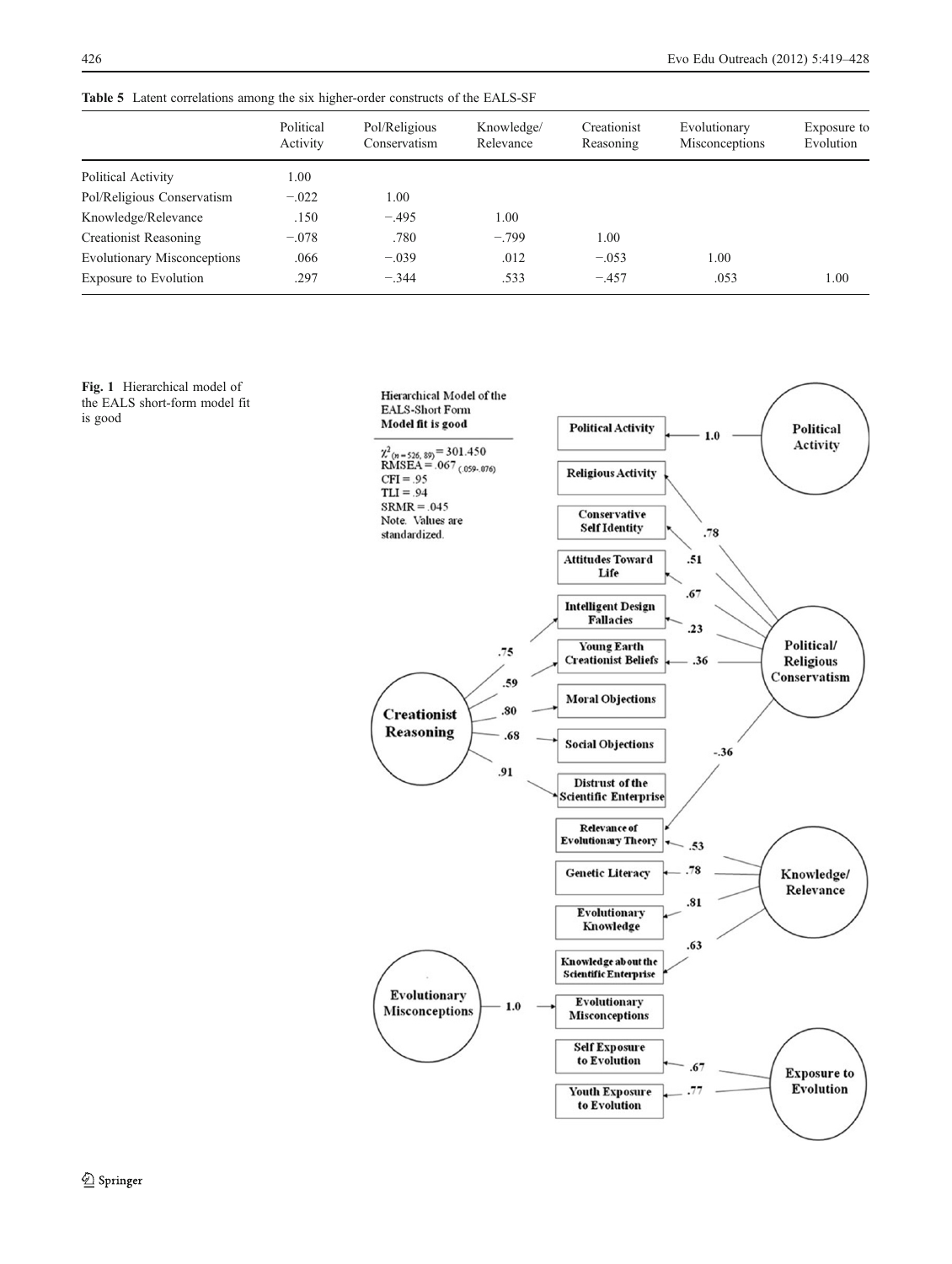**Table 5** Latent correlations among the six higher-order constructs of the EALS-SF

| | Political Activity | Pol/Religious Conservatism | Knowledge/ Relevance | Creationist Reasoning | Evolutionary Misconceptions | Exposure to Evolution |
|---|---|---|---|---|---|---|
| Political Activity | 1.00 | | | | | |
| Pol/Religious Conservatism | −.022 | 1.00 | | | | |
| Knowledge/Relevance | .150 | −.495 | 1.00 | | | |
| Creationist Reasoning | −.078 | .780 | −.799 | 1.00 | | |
| Evolutionary Misconceptions | .066 | −.039 | .012 | −.053 | 1.00 | |
| Exposure to Evolution | .297 | −.344 | .533 | −.457 | .053 | 1.00 |

**Fig. 1** Hierarchical model of the EALS short-form model fit is good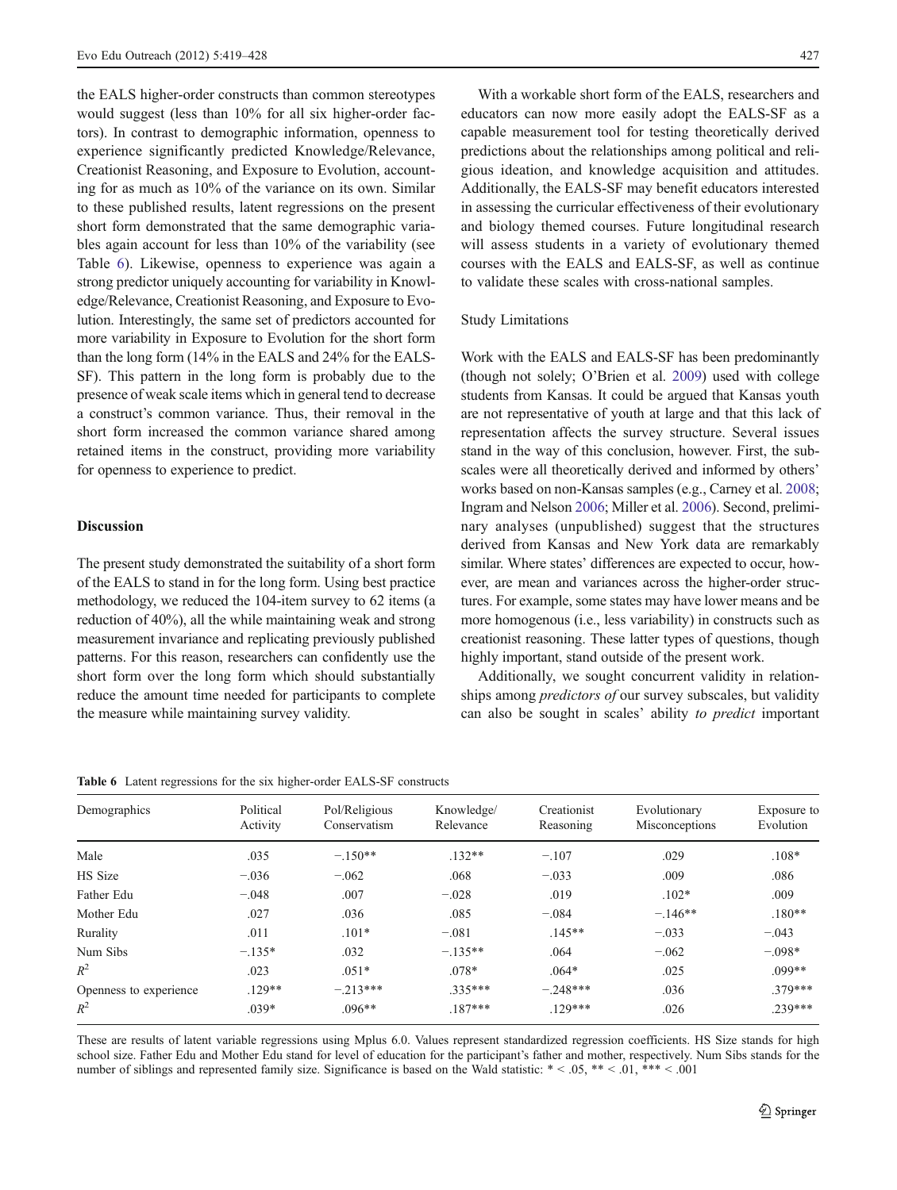the EALS higher-order constructs than common stereotypes would suggest (less than 10% for all six higher-order factors). In contrast to demographic information, openness to experience significantly predicted Knowledge/Relevance, Creationist Reasoning, and Exposure to Evolution, accounting for as much as 10% of the variance on its own. Similar to these published results, latent regressions on the present short form demonstrated that the same demographic variables again account for less than 10% of the variability (see Table 6). Likewise, openness to experience was again a strong predictor uniquely accounting for variability in Knowledge/Relevance, Creationist Reasoning, and Exposure to Evolution. Interestingly, the same set of predictors accounted for more variability in Exposure to Evolution for the short form than the long form (14% in the EALS and 24% for the EALS-SF). This pattern in the long form is probably due to the presence of weak scale items which in general tend to decrease a construct's common variance. Thus, their removal in the short form increased the common variance shared among retained items in the construct, providing more variability for openness to experience to predict.

## Discussion

The present study demonstrated the suitability of a short form of the EALS to stand in for the long form. Using best practice methodology, we reduced the 104-item survey to 62 items (a reduction of 40%), all the while maintaining weak and strong measurement invariance and replicating previously published patterns. For this reason, researchers can confidently use the short form over the long form which should substantially reduce the amount time needed for participants to complete the measure while maintaining survey validity.

With a workable short form of the EALS, researchers and educators can now more easily adopt the EALS-SF as a capable measurement tool for testing theoretically derived predictions about the relationships among political and religious ideation, and knowledge acquisition and attitudes. Additionally, the EALS-SF may benefit educators interested in assessing the curricular effectiveness of their evolutionary and biology themed courses. Future longitudinal research will assess students in a variety of evolutionary themed courses with the EALS and EALS-SF, as well as continue to validate these scales with cross-national samples.

### Study Limitations

Work with the EALS and EALS-SF has been predominantly (though not solely; O'Brien et al. 2009) used with college students from Kansas. It could be argued that Kansas youth are not representative of youth at large and that this lack of representation affects the survey structure. Several issues stand in the way of this conclusion, however. First, the subscales were all theoretically derived and informed by others' works based on non-Kansas samples (e.g., Carney et al. 2008; Ingram and Nelson 2006; Miller et al. 2006). Second, preliminary analyses (unpublished) suggest that the structures derived from Kansas and New York data are remarkably similar. Where states' differences are expected to occur, however, are mean and variances across the higher-order structures. For example, some states may have lower means and be more homogenous (i.e., less variability) in constructs such as creationist reasoning. These latter types of questions, though highly important, stand outside of the present work.

Additionally, we sought concurrent validity in relationships among *predictors of* our survey subscales, but validity can also be sought in scales' ability *to predict* important

**Table 6** Latent regressions for the six higher-order EALS-SF constructs

| Demographics | Political Activity | Pol/Religious Conservatism | Knowledge/ Relevance | Creationist Reasoning | Evolutionary Misconceptions | Exposure to Evolution |
|---|---|---|---|---|---|---|
| Male | .035 | −.150** | .132** | −.107 | .029 | .108* |
| HS Size | −.036 | −.062 | .068 | −.033 | .009 | .086 |
| Father Edu | −.048 | .007 | −.028 | .019 | .102* | .009 |
| Mother Edu | .027 | .036 | .085 | −.084 | −.146** | .180** |
| Rurality | .011 | .101* | −.081 | .145** | −.033 | −.043 |
| Num Sibs | −.135* | .032 | −.135** | .064 | −.062 | −.098* |
| $R^2$ | .023 | .051* | .078* | .064* | .025 | .099** |
| Openness to experience | .129** | −.213*** | .335*** | −.248*** | .036 | .379*** |
| $R^2$ | .039* | .096** | .187*** | .129*** | .026 | .239*** |

These are results of latent variable regressions using Mplus 6.0. Values represent standardized regression coefficients. HS Size stands for high school size. Father Edu and Mother Edu stand for level of education for the participant's father and mother, respectively. Num Sibs stands for the number of siblings and represented family size. Significance is based on the Wald statistic: * < .05, ** < .01, *** < .001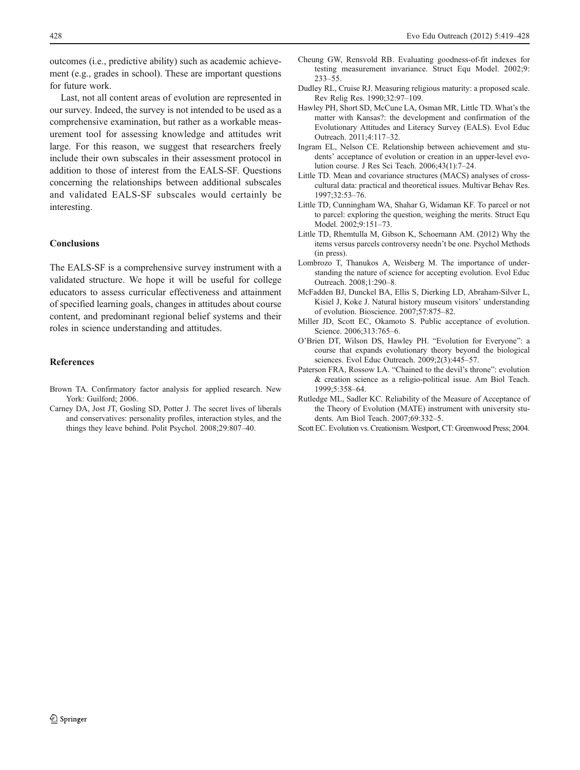outcomes (i.e., predictive ability) such as academic achievement (e.g., grades in school). These are important questions for future work.

Last, not all content areas of evolution are represented in our survey. Indeed, the survey is not intended to be used as a comprehensive examination, but rather as a workable measurement tool for assessing knowledge and attitudes writ large. For this reason, we suggest that researchers freely include their own subscales in their assessment protocol in addition to those of interest from the EALS-SF. Questions concerning the relationships between additional subscales and validated EALS-SF subscales would certainly be interesting.

## Conclusions

The EALS-SF is a comprehensive survey instrument with a validated structure. We hope it will be useful for college educators to assess curricular effectiveness and attainment of specified learning goals, changes in attitudes about course content, and predominant regional belief systems and their roles in science understanding and attitudes.

## References

Brown TA. Confirmatory factor analysis for applied research. New York: Guilford; 2006.

Carney DA, Jost JT, Gosling SD, Potter J. The secret lives of liberals and conservatives: personality profiles, interaction styles, and the things they leave behind. Polit Psychol. 2008;29:807–40.

Cheung GW, Rensvold RB. Evaluating goodness-of-fit indexes for testing measurement invariance. Struct Equ Model. 2002;9: 233–55.

Dudley RL, Cruise RJ. Measuring religious maturity: a proposed scale. Rev Relig Res. 1990;32:97–109.

Hawley PH, Short SD, McCune LA, Osman MR, Little TD. What's the matter with Kansas?: the development and confirmation of the Evolutionary Attitudes and Literacy Survey (EALS). Evol Educ Outreach. 2011;4:117–32.

Ingram EL, Nelson CE. Relationship between achievement and students' acceptance of evolution or creation in an upper-level evolution course. J Res Sci Teach. 2006;43(1):7–24.

Little TD. Mean and covariance structures (MACS) analyses of cross-cultural data: practical and theoretical issues. Multivar Behav Res. 1997;32:53–76.

Little TD, Cunningham WA, Shahar G, Widaman KF. To parcel or not to parcel: exploring the question, weighing the merits. Struct Equ Model. 2002;9:151–73.

Little TD, Rhemtulla M, Gibson K, Schoemann AM. (2012) Why the items versus parcels controversy needn't be one. Psychol Methods (in press).

Lombrozo T, Thanukos A, Weisberg M. The importance of understanding the nature of science for accepting evolution. Evol Educ Outreach. 2008;1:290–8.

McFadden BJ, Dunckel BA, Ellis S, Dierking LD, Abraham-Silver L, Kisiel J, Koke J. Natural history museum visitors' understanding of evolution. Bioscience. 2007;57:875–82.

Miller JD, Scott EC, Okamoto S. Public acceptance of evolution. Science. 2006;313:765–6.

O'Brien DT, Wilson DS, Hawley PH. "Evolution for Everyone": a course that expands evolutionary theory beyond the biological sciences. Evol Educ Outreach. 2009;2(3):445–57.

Paterson FRA, Rossow LA. "Chained to the devil's throne": evolution & creation science as a religio-political issue. Am Biol Teach. 1999;5:358–64.

Rutledge ML, Sadler KC. Reliability of the Measure of Acceptance of the Theory of Evolution (MATE) instrument with university students. Am Biol Teach. 2007;69:332–5.

Scott EC. Evolution vs. Creationism. Westport, CT: Greenwood Press; 2004.